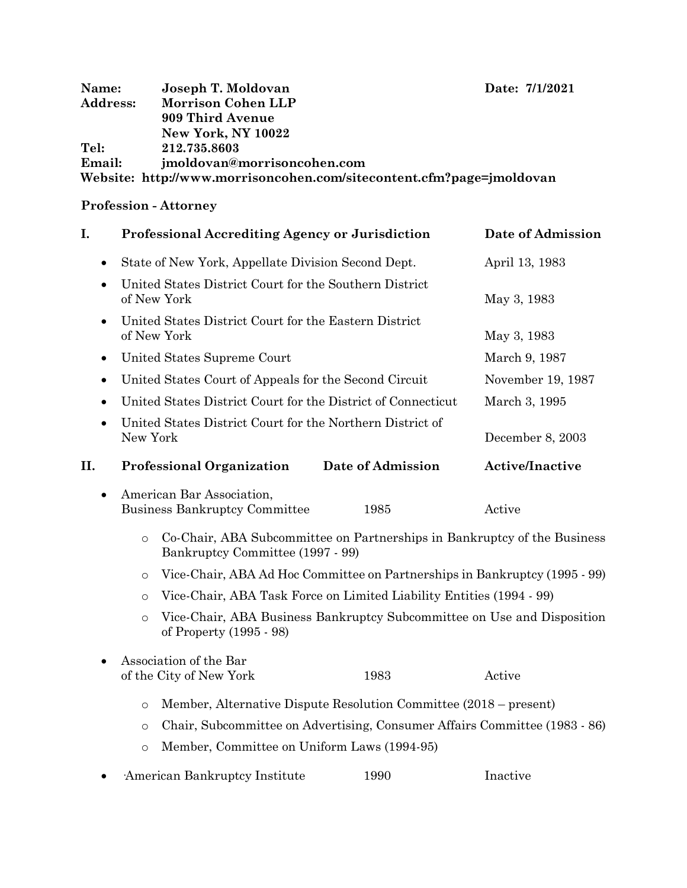**Name:** **Joseph T. Moldovan** **Date: 7/1/2021**
**Address:** **Morrison Cohen LLP**
**909 Third Avenue**
**New York, NY 10022**
**Tel:** **212.735.8603**
**Email:** **jmoldovan@morrisoncohen.com**
**Website: http://www.morrisoncohen.com/sitecontent.cfm?page=jmoldovan**

**Profession - Attorney**

| **I.** | **Professional Accrediting Agency or Jurisdiction** | **Date of Admission** |
|---|---|---|
| • | State of New York, Appellate Division Second Dept. | April 13, 1983 |
| • | United States District Court for the Southern District of New York | May 3, 1983 |
| • | United States District Court for the Eastern District of New York | May 3, 1983 |
| • | United States Supreme Court | March 9, 1987 |
| • | United States Court of Appeals for the Second Circuit | November 19, 1987 |
| • | United States District Court for the District of Connecticut | March 3, 1995 |
| • | United States District Court for the Northern District of New York | December 8, 2003 |

| **II.** | **Professional Organization** | **Date of Admission** | **Active/Inactive** |
|---|---|---|---|
| • | American Bar Association, Business Bankruptcy Committee | 1985 | Active |

- Co-Chair, ABA Subcommittee on Partnerships in Bankruptcy of the Business Bankruptcy Committee (1997 - 99)
- Vice-Chair, ABA Ad Hoc Committee on Partnerships in Bankruptcy (1995 - 99)
- Vice-Chair, ABA Task Force on Limited Liability Entities (1994 - 99)
- Vice-Chair, ABA Business Bankruptcy Subcommittee on Use and Disposition of Property (1995 - 98)

| | | | |
|---|---|---|---|
| • | Association of the Bar of the City of New York | 1983 | Active |

- Member, Alternative Dispute Resolution Committee (2018 – present)
- Chair, Subcommittee on Advertising, Consumer Affairs Committee (1983 - 86)
- Member, Committee on Uniform Laws (1994-95)

| | | | |
|---|---|---|---|
| • | American Bankruptcy Institute | 1990 | Inactive |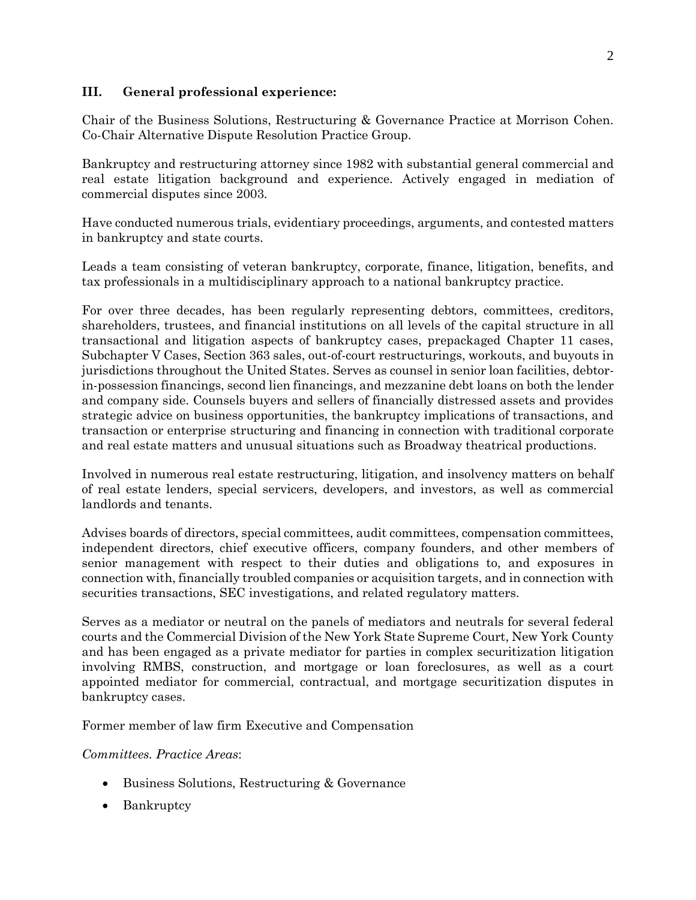### III. General professional experience:

Chair of the Business Solutions, Restructuring & Governance Practice at Morrison Cohen. Co-Chair Alternative Dispute Resolution Practice Group.

Bankruptcy and restructuring attorney since 1982 with substantial general commercial and real estate litigation background and experience. Actively engaged in mediation of commercial disputes since 2003.

Have conducted numerous trials, evidentiary proceedings, arguments, and contested matters in bankruptcy and state courts.

Leads a team consisting of veteran bankruptcy, corporate, finance, litigation, benefits, and tax professionals in a multidisciplinary approach to a national bankruptcy practice.

For over three decades, has been regularly representing debtors, committees, creditors, shareholders, trustees, and financial institutions on all levels of the capital structure in all transactional and litigation aspects of bankruptcy cases, prepackaged Chapter 11 cases, Subchapter V Cases, Section 363 sales, out-of-court restructurings, workouts, and buyouts in jurisdictions throughout the United States. Serves as counsel in senior loan facilities, debtor-in-possession financings, second lien financings, and mezzanine debt loans on both the lender and company side. Counsels buyers and sellers of financially distressed assets and provides strategic advice on business opportunities, the bankruptcy implications of transactions, and transaction or enterprise structuring and financing in connection with traditional corporate and real estate matters and unusual situations such as Broadway theatrical productions.

Involved in numerous real estate restructuring, litigation, and insolvency matters on behalf of real estate lenders, special servicers, developers, and investors, as well as commercial landlords and tenants.

Advises boards of directors, special committees, audit committees, compensation committees, independent directors, chief executive officers, company founders, and other members of senior management with respect to their duties and obligations to, and exposures in connection with, financially troubled companies or acquisition targets, and in connection with securities transactions, SEC investigations, and related regulatory matters.

Serves as a mediator or neutral on the panels of mediators and neutrals for several federal courts and the Commercial Division of the New York State Supreme Court, New York County and has been engaged as a private mediator for parties in complex securitization litigation involving RMBS, construction, and mortgage or loan foreclosures, as well as a court appointed mediator for commercial, contractual, and mortgage securitization disputes in bankruptcy cases.

Former member of law firm Executive and Compensation

*Committees. Practice Areas*:

- Business Solutions, Restructuring & Governance
- Bankruptcy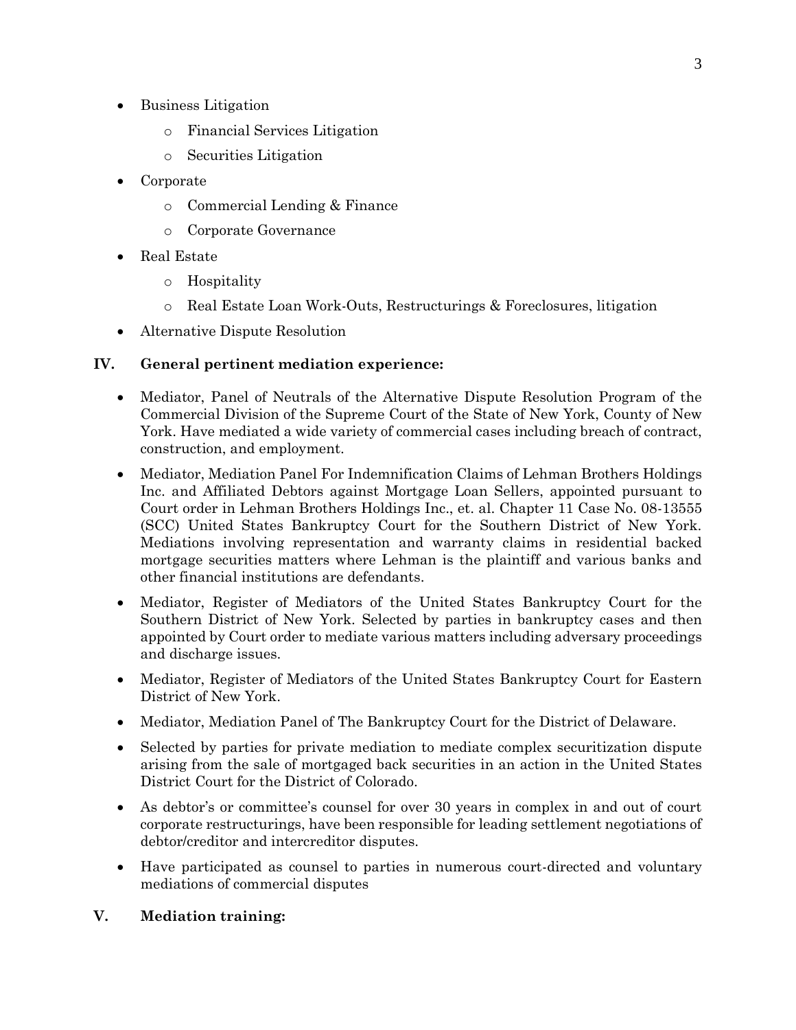- Business Litigation
  - Financial Services Litigation
  - Securities Litigation
- Corporate
  - Commercial Lending & Finance
  - Corporate Governance
- Real Estate
  - Hospitality
  - Real Estate Loan Work-Outs, Restructurings & Foreclosures, litigation
- Alternative Dispute Resolution

## IV. General pertinent mediation experience:

- Mediator, Panel of Neutrals of the Alternative Dispute Resolution Program of the Commercial Division of the Supreme Court of the State of New York, County of New York. Have mediated a wide variety of commercial cases including breach of contract, construction, and employment.
- Mediator, Mediation Panel For Indemnification Claims of Lehman Brothers Holdings Inc. and Affiliated Debtors against Mortgage Loan Sellers, appointed pursuant to Court order in Lehman Brothers Holdings Inc., et. al. Chapter 11 Case No. 08-13555 (SCC) United States Bankruptcy Court for the Southern District of New York. Mediations involving representation and warranty claims in residential backed mortgage securities matters where Lehman is the plaintiff and various banks and other financial institutions are defendants.
- Mediator, Register of Mediators of the United States Bankruptcy Court for the Southern District of New York. Selected by parties in bankruptcy cases and then appointed by Court order to mediate various matters including adversary proceedings and discharge issues.
- Mediator, Register of Mediators of the United States Bankruptcy Court for Eastern District of New York.
- Mediator, Mediation Panel of The Bankruptcy Court for the District of Delaware.
- Selected by parties for private mediation to mediate complex securitization dispute arising from the sale of mortgaged back securities in an action in the United States District Court for the District of Colorado.
- As debtor's or committee's counsel for over 30 years in complex in and out of court corporate restructurings, have been responsible for leading settlement negotiations of debtor/creditor and intercreditor disputes.
- Have participated as counsel to parties in numerous court-directed and voluntary mediations of commercial disputes

## V. Mediation training: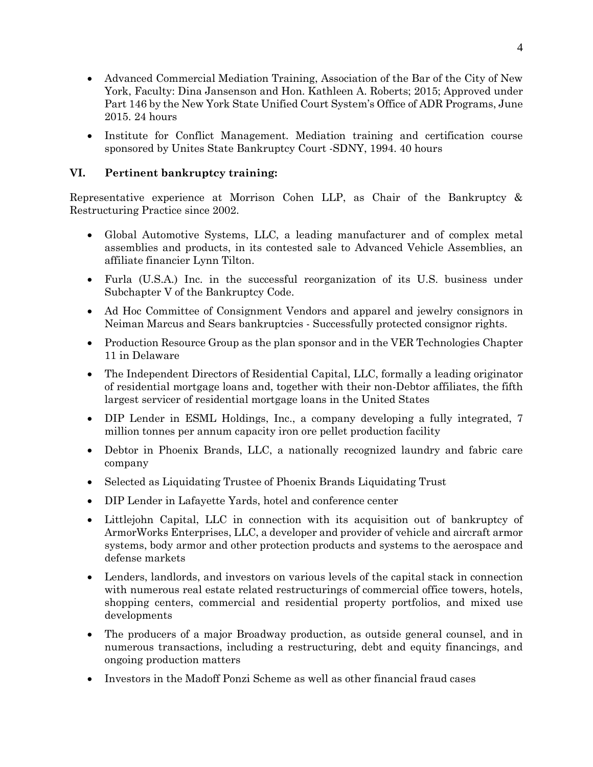- Advanced Commercial Mediation Training, Association of the Bar of the City of New York, Faculty: Dina Jansenson and Hon. Kathleen A. Roberts; 2015; Approved under Part 146 by the New York State Unified Court System's Office of ADR Programs, June 2015. 24 hours

- Institute for Conflict Management. Mediation training and certification course sponsored by Unites State Bankruptcy Court -SDNY, 1994. 40 hours

## VI. Pertinent bankruptcy training:

Representative experience at Morrison Cohen LLP, as Chair of the Bankruptcy & Restructuring Practice since 2002.

- Global Automotive Systems, LLC, a leading manufacturer and of complex metal assemblies and products, in its contested sale to Advanced Vehicle Assemblies, an affiliate financier Lynn Tilton.

- Furla (U.S.A.) Inc. in the successful reorganization of its U.S. business under Subchapter V of the Bankruptcy Code.

- Ad Hoc Committee of Consignment Vendors and apparel and jewelry consignors in Neiman Marcus and Sears bankruptcies - Successfully protected consignor rights.

- Production Resource Group as the plan sponsor and in the VER Technologies Chapter 11 in Delaware

- The Independent Directors of Residential Capital, LLC, formally a leading originator of residential mortgage loans and, together with their non-Debtor affiliates, the fifth largest servicer of residential mortgage loans in the United States

- DIP Lender in ESML Holdings, Inc., a company developing a fully integrated, 7 million tonnes per annum capacity iron ore pellet production facility

- Debtor in Phoenix Brands, LLC, a nationally recognized laundry and fabric care company

- Selected as Liquidating Trustee of Phoenix Brands Liquidating Trust

- DIP Lender in Lafayette Yards, hotel and conference center

- Littlejohn Capital, LLC in connection with its acquisition out of bankruptcy of ArmorWorks Enterprises, LLC, a developer and provider of vehicle and aircraft armor systems, body armor and other protection products and systems to the aerospace and defense markets

- Lenders, landlords, and investors on various levels of the capital stack in connection with numerous real estate related restructurings of commercial office towers, hotels, shopping centers, commercial and residential property portfolios, and mixed use developments

- The producers of a major Broadway production, as outside general counsel, and in numerous transactions, including a restructuring, debt and equity financings, and ongoing production matters

- Investors in the Madoff Ponzi Scheme as well as other financial fraud cases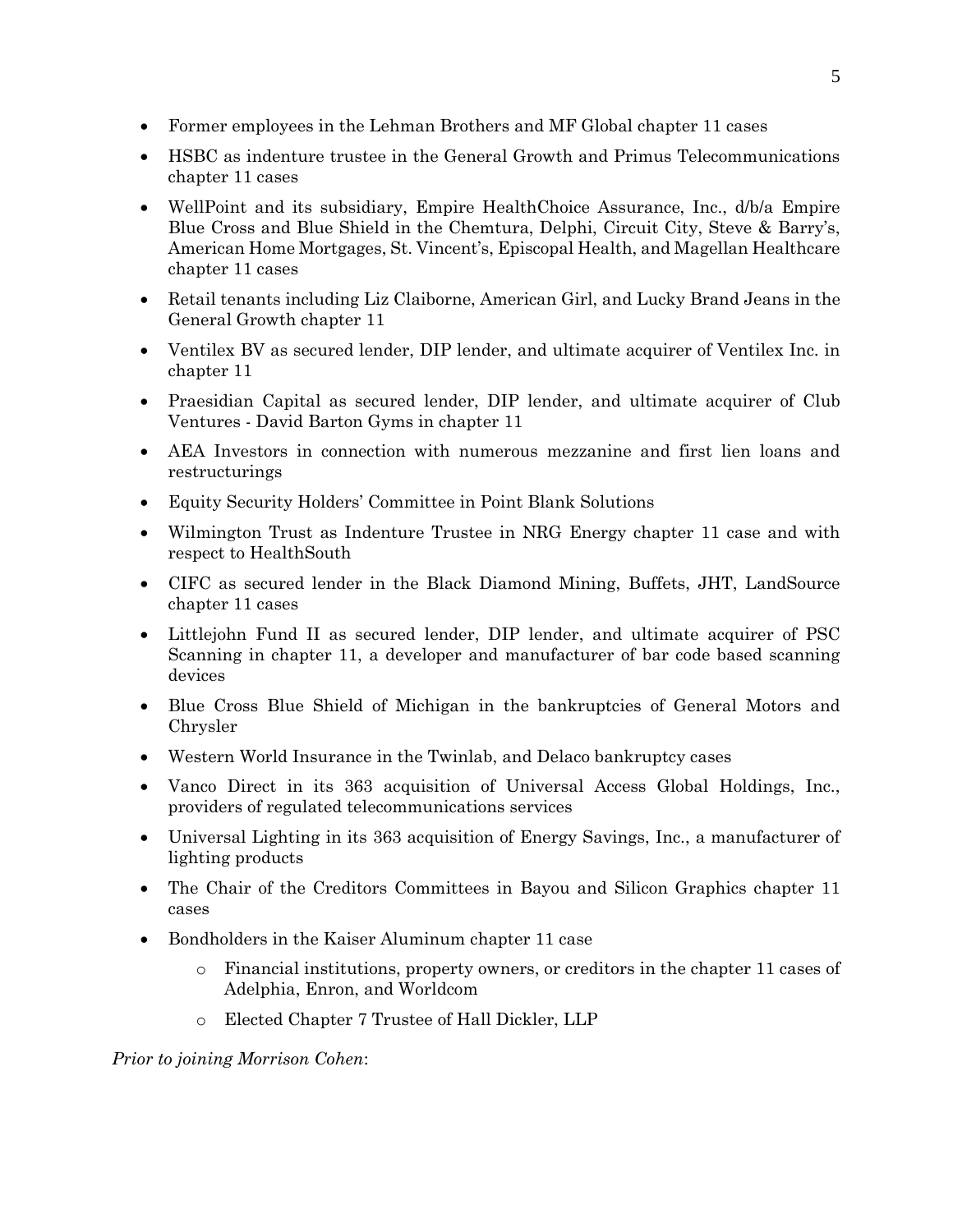- Former employees in the Lehman Brothers and MF Global chapter 11 cases
- HSBC as indenture trustee in the General Growth and Primus Telecommunications chapter 11 cases
- WellPoint and its subsidiary, Empire HealthChoice Assurance, Inc., d/b/a Empire Blue Cross and Blue Shield in the Chemtura, Delphi, Circuit City, Steve & Barry's, American Home Mortgages, St. Vincent's, Episcopal Health, and Magellan Healthcare chapter 11 cases
- Retail tenants including Liz Claiborne, American Girl, and Lucky Brand Jeans in the General Growth chapter 11
- Ventilex BV as secured lender, DIP lender, and ultimate acquirer of Ventilex Inc. in chapter 11
- Praesidian Capital as secured lender, DIP lender, and ultimate acquirer of Club Ventures - David Barton Gyms in chapter 11
- AEA Investors in connection with numerous mezzanine and first lien loans and restructurings
- Equity Security Holders' Committee in Point Blank Solutions
- Wilmington Trust as Indenture Trustee in NRG Energy chapter 11 case and with respect to HealthSouth
- CIFC as secured lender in the Black Diamond Mining, Buffets, JHT, LandSource chapter 11 cases
- Littlejohn Fund II as secured lender, DIP lender, and ultimate acquirer of PSC Scanning in chapter 11, a developer and manufacturer of bar code based scanning devices
- Blue Cross Blue Shield of Michigan in the bankruptcies of General Motors and Chrysler
- Western World Insurance in the Twinlab, and Delaco bankruptcy cases
- Vanco Direct in its 363 acquisition of Universal Access Global Holdings, Inc., providers of regulated telecommunications services
- Universal Lighting in its 363 acquisition of Energy Savings, Inc., a manufacturer of lighting products
- The Chair of the Creditors Committees in Bayou and Silicon Graphics chapter 11 cases
- Bondholders in the Kaiser Aluminum chapter 11 case
    - Financial institutions, property owners, or creditors in the chapter 11 cases of Adelphia, Enron, and Worldcom
    - Elected Chapter 7 Trustee of Hall Dickler, LLP

*Prior to joining Morrison Cohen*: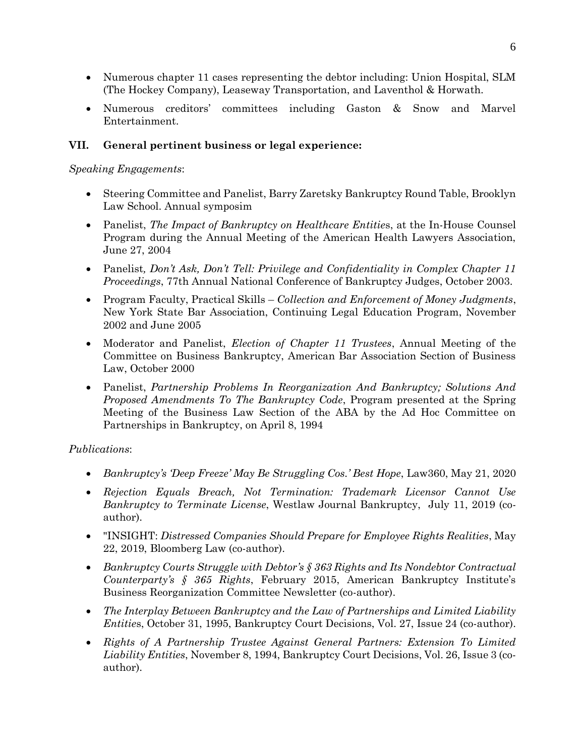- Numerous chapter 11 cases representing the debtor including: Union Hospital, SLM (The Hockey Company), Leaseway Transportation, and Laventhol & Horwath.
- Numerous creditors' committees including Gaston & Snow and Marvel Entertainment.

## VII. General pertinent business or legal experience:

*Speaking Engagements*:

- Steering Committee and Panelist, Barry Zaretsky Bankruptcy Round Table, Brooklyn Law School. Annual symposim
- Panelist, *The Impact of Bankruptcy on Healthcare Entities*, at the In-House Counsel Program during the Annual Meeting of the American Health Lawyers Association, June 27, 2004
- Panelist*, Don't Ask, Don't Tell: Privilege and Confidentiality in Complex Chapter 11 Proceedings*, 77th Annual National Conference of Bankruptcy Judges, October 2003.
- Program Faculty, Practical Skills – *Collection and Enforcement of Money Judgments*, New York State Bar Association, Continuing Legal Education Program, November 2002 and June 2005
- Moderator and Panelist, *Election of Chapter 11 Trustees*, Annual Meeting of the Committee on Business Bankruptcy, American Bar Association Section of Business Law, October 2000
- Panelist, *Partnership Problems In Reorganization And Bankruptcy; Solutions And Proposed Amendments To The Bankruptcy Code*, Program presented at the Spring Meeting of the Business Law Section of the ABA by the Ad Hoc Committee on Partnerships in Bankruptcy, on April 8, 1994

*Publications*:

- *Bankruptcy's 'Deep Freeze' May Be Struggling Cos.' Best Hope*, Law360, May 21, 2020
- *Rejection Equals Breach, Not Termination: Trademark Licensor Cannot Use Bankruptcy to Terminate License*, Westlaw Journal Bankruptcy, July 11, 2019 (co-author).
- "INSIGHT: *Distressed Companies Should Prepare for Employee Rights Realities*, May 22, 2019, Bloomberg Law (co-author).
- *Bankruptcy Courts Struggle with Debtor's § 363 Rights and Its Nondebtor Contractual Counterparty's § 365 Rights*, February 2015, American Bankruptcy Institute's Business Reorganization Committee Newsletter (co-author).
- *The Interplay Between Bankruptcy and the Law of Partnerships and Limited Liability Entities*, October 31, 1995, Bankruptcy Court Decisions, Vol. 27, Issue 24 (co-author).
- *Rights of A Partnership Trustee Against General Partners: Extension To Limited Liability Entities*, November 8, 1994, Bankruptcy Court Decisions, Vol. 26, Issue 3 (co-author).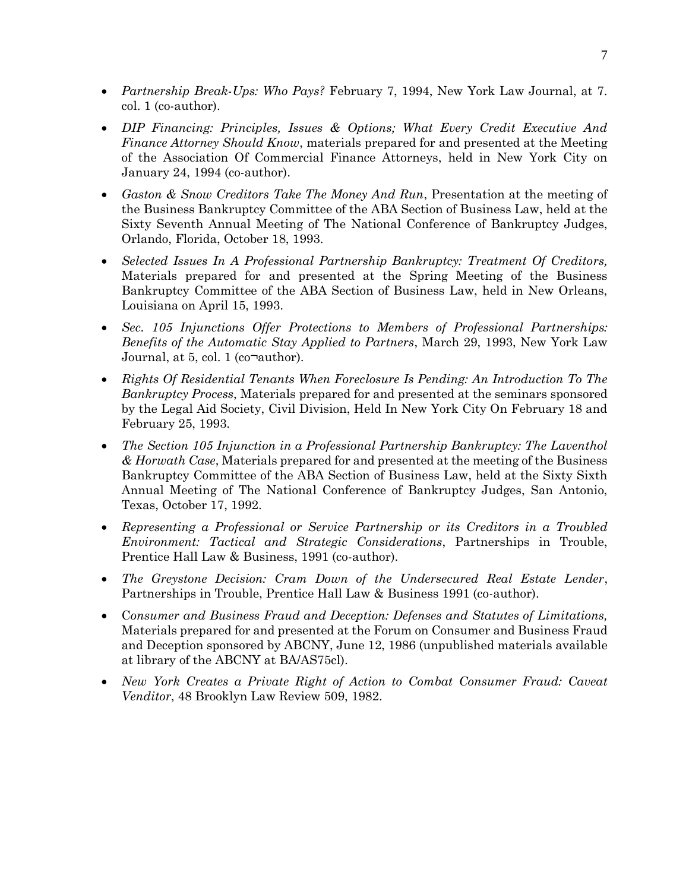- *Partnership Break-Ups: Who Pays?* February 7, 1994, New York Law Journal, at 7. col. 1 (co-author).
- *DIP Financing: Principles, Issues & Options; What Every Credit Executive And Finance Attorney Should Know*, materials prepared for and presented at the Meeting of the Association Of Commercial Finance Attorneys, held in New York City on January 24, 1994 (co-author).
- *Gaston & Snow Creditors Take The Money And Run*, Presentation at the meeting of the Business Bankruptcy Committee of the ABA Section of Business Law, held at the Sixty Seventh Annual Meeting of The National Conference of Bankruptcy Judges, Orlando, Florida, October 18, 1993.
- *Selected Issues In A Professional Partnership Bankruptcy: Treatment Of Creditors,* Materials prepared for and presented at the Spring Meeting of the Business Bankruptcy Committee of the ABA Section of Business Law, held in New Orleans, Louisiana on April 15, 1993.
- *Sec. 105 Injunctions Offer Protections to Members of Professional Partnerships: Benefits of the Automatic Stay Applied to Partners*, March 29, 1993, New York Law Journal, at 5, col. 1 (co¬author).
- *Rights Of Residential Tenants When Foreclosure Is Pending: An Introduction To The Bankruptcy Process*, Materials prepared for and presented at the seminars sponsored by the Legal Aid Society, Civil Division, Held In New York City On February 18 and February 25, 1993.
- *The Section 105 Injunction in a Professional Partnership Bankruptcy: The Laventhol & Horwath Case*, Materials prepared for and presented at the meeting of the Business Bankruptcy Committee of the ABA Section of Business Law, held at the Sixty Sixth Annual Meeting of The National Conference of Bankruptcy Judges, San Antonio, Texas, October 17, 1992.
- *Representing a Professional or Service Partnership or its Creditors in a Troubled Environment: Tactical and Strategic Considerations*, Partnerships in Trouble, Prentice Hall Law & Business, 1991 (co-author).
- *The Greystone Decision: Cram Down of the Undersecured Real Estate Lender*, Partnerships in Trouble, Prentice Hall Law & Business 1991 (co-author).
- C*onsumer and Business Fraud and Deception: Defenses and Statutes of Limitations,* Materials prepared for and presented at the Forum on Consumer and Business Fraud and Deception sponsored by ABCNY, June 12, 1986 (unpublished materials available at library of the ABCNY at BA/AS75cl).
- *New York Creates a Private Right of Action to Combat Consumer Fraud: Caveat Venditor*, 48 Brooklyn Law Review 509, 1982.